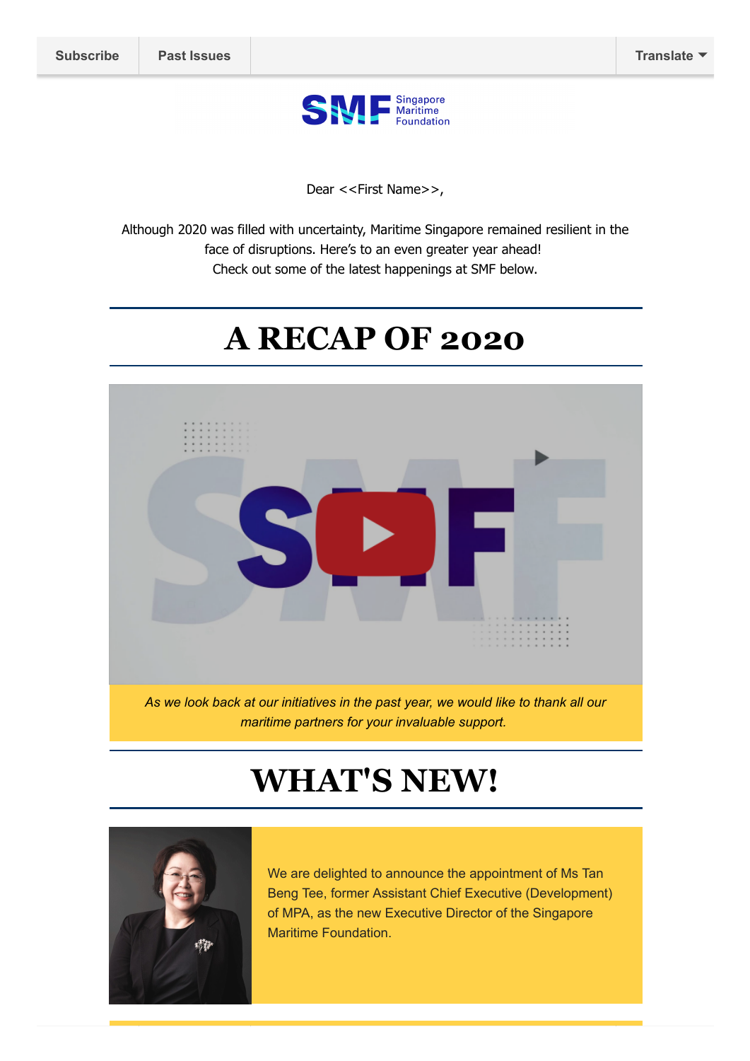Subscribe | Past Issues | Translate

Dear <<First Name>>,

Although 2020 was filled with uncertainty, Maritime Singapore remained resilient in the face of disruptions. Here's to an even greater year ahead!
Check out some of the latest happenings at SMF below.

# A RECAP OF 2020

*As we look back at our initiatives in the past year, we would like to thank all our maritime partners for your invaluable support.*

# WHAT'S NEW!

We are delighted to announce the appointment of Ms Tan Beng Tee, former Assistant Chief Executive (Development) of MPA, as the new Executive Director of the Singapore Maritime Foundation.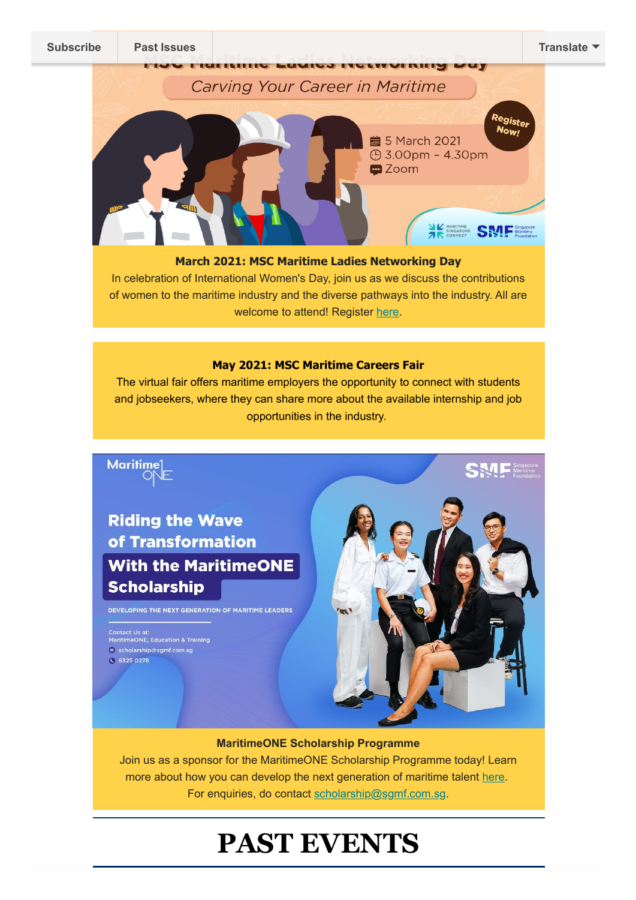Subscribe | Past Issues | Translate

**March 2021: MSC Maritime Ladies Networking Day**

In celebration of International Women's Day, join us as we discuss the contributions of women to the maritime industry and the diverse pathways into the industry. All are welcome to attend! Register here.

**May 2021: MSC Maritime Careers Fair**

The virtual fair offers maritime employers the opportunity to connect with students and jobseekers, where they can share more about the available internship and job opportunities in the industry.

**MaritimeONE Scholarship Programme**

Join us as a sponsor for the MaritimeONE Scholarship Programme today! Learn more about how you can develop the next generation of maritime talent here.
For enquiries, do contact scholarship@sgmf.com.sg.

# PAST EVENTS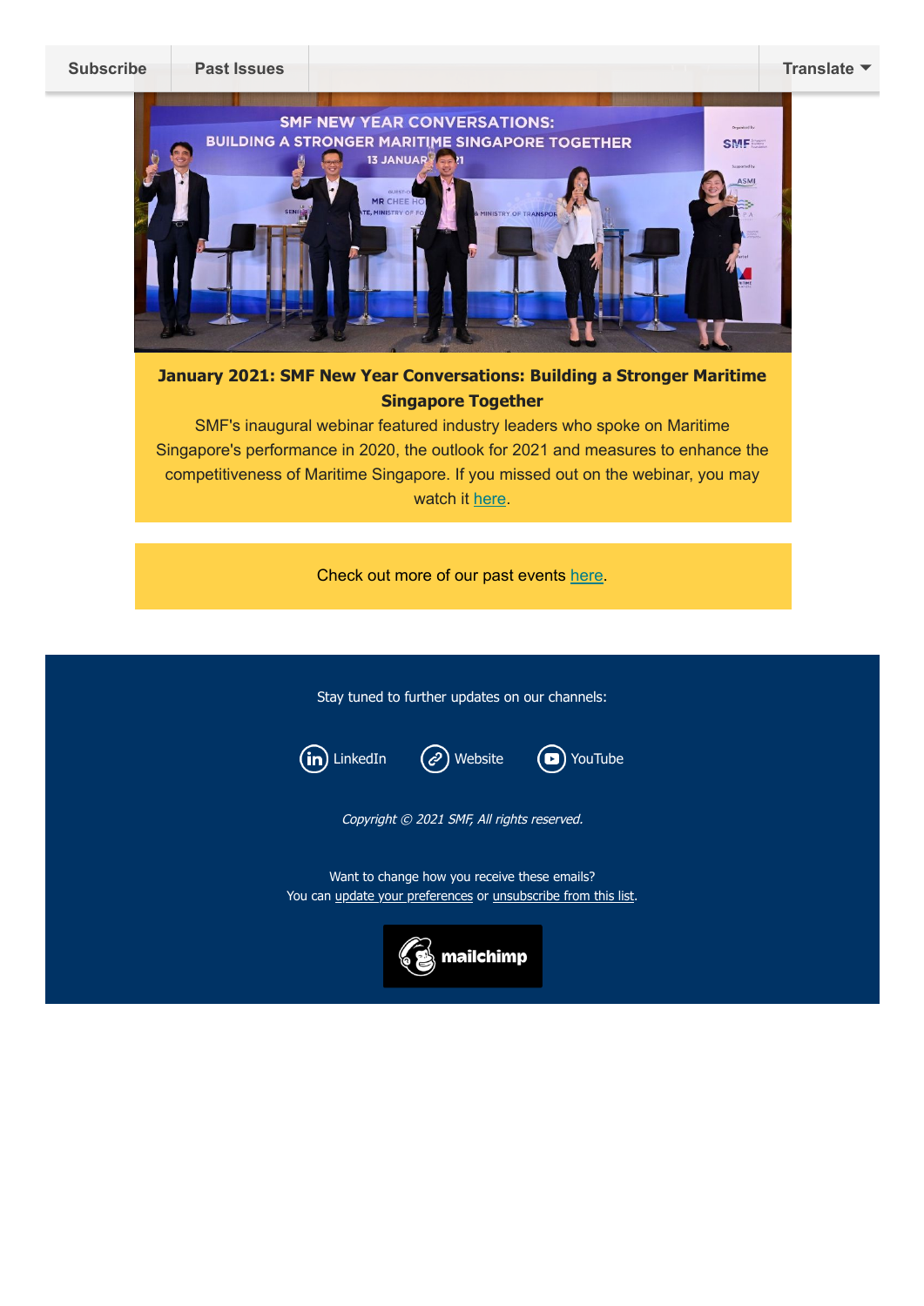Subscribe | Past Issues | Translate

**January 2021: SMF New Year Conversations: Building a Stronger Maritime Singapore Together**

SMF's inaugural webinar featured industry leaders who spoke on Maritime Singapore's performance in 2020, the outlook for 2021 and measures to enhance the competitiveness of Maritime Singapore. If you missed out on the webinar, you may watch it here.

Check out more of our past events here.

Stay tuned to further updates on our channels:

LinkedIn | Website | YouTube

*Copyright © 2021 SMF, All rights reserved.*

Want to change how you receive these emails?
You can update your preferences or unsubscribe from this list.

mailchimp